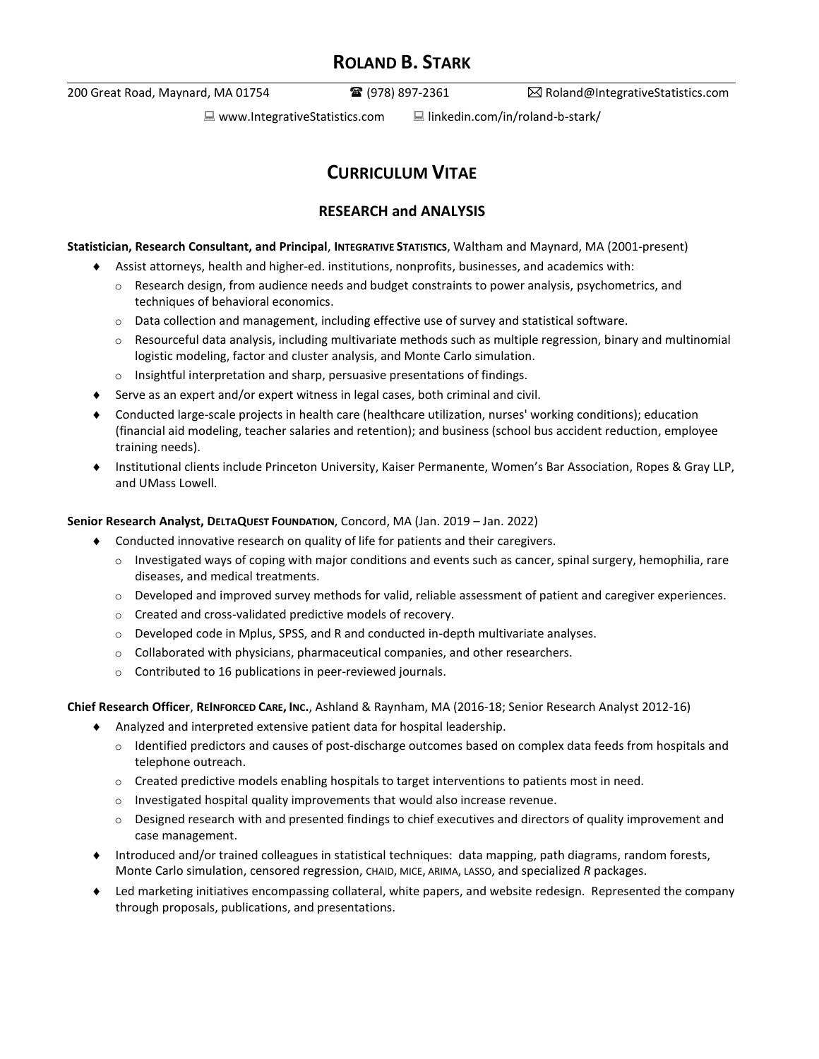# ROLAND B. STARK

200 Great Road, Maynard, MA 01754 ☎ (978) 897-2361 ✉ Roland@IntegrativeStatistics.com

www.IntegrativeStatistics.com linkedin.com/in/roland-b-stark/

## CURRICULUM VITAE

### RESEARCH and ANALYSIS

**Statistician, Research Consultant, and Principal**, **INTEGRATIVE STATISTICS**, Waltham and Maynard, MA (2001-present)

- Assist attorneys, health and higher-ed. institutions, nonprofits, businesses, and academics with:
  - Research design, from audience needs and budget constraints to power analysis, psychometrics, and techniques of behavioral economics.
  - Data collection and management, including effective use of survey and statistical software.
  - Resourceful data analysis, including multivariate methods such as multiple regression, binary and multinomial logistic modeling, factor and cluster analysis, and Monte Carlo simulation.
  - Insightful interpretation and sharp, persuasive presentations of findings.
- Serve as an expert and/or expert witness in legal cases, both criminal and civil.
- Conducted large-scale projects in health care (healthcare utilization, nurses' working conditions); education (financial aid modeling, teacher salaries and retention); and business (school bus accident reduction, employee training needs).
- Institutional clients include Princeton University, Kaiser Permanente, Women's Bar Association, Ropes & Gray LLP, and UMass Lowell.

**Senior Research Analyst, DELTAQUEST FOUNDATION**, Concord, MA (Jan. 2019 – Jan. 2022)

- Conducted innovative research on quality of life for patients and their caregivers.
  - Investigated ways of coping with major conditions and events such as cancer, spinal surgery, hemophilia, rare diseases, and medical treatments.
  - Developed and improved survey methods for valid, reliable assessment of patient and caregiver experiences.
  - Created and cross-validated predictive models of recovery.
  - Developed code in Mplus, SPSS, and R and conducted in-depth multivariate analyses.
  - Collaborated with physicians, pharmaceutical companies, and other researchers.
  - Contributed to 16 publications in peer-reviewed journals.

**Chief Research Officer**, **REINFORCED CARE, INC.**, Ashland & Raynham, MA (2016-18; Senior Research Analyst 2012-16)

- Analyzed and interpreted extensive patient data for hospital leadership.
  - Identified predictors and causes of post-discharge outcomes based on complex data feeds from hospitals and telephone outreach.
  - Created predictive models enabling hospitals to target interventions to patients most in need.
  - Investigated hospital quality improvements that would also increase revenue.
  - Designed research with and presented findings to chief executives and directors of quality improvement and case management.
- Introduced and/or trained colleagues in statistical techniques: data mapping, path diagrams, random forests, Monte Carlo simulation, censored regression, CHAID, MICE, ARIMA, LASSO, and specialized *R* packages.
- Led marketing initiatives encompassing collateral, white papers, and website redesign. Represented the company through proposals, publications, and presentations.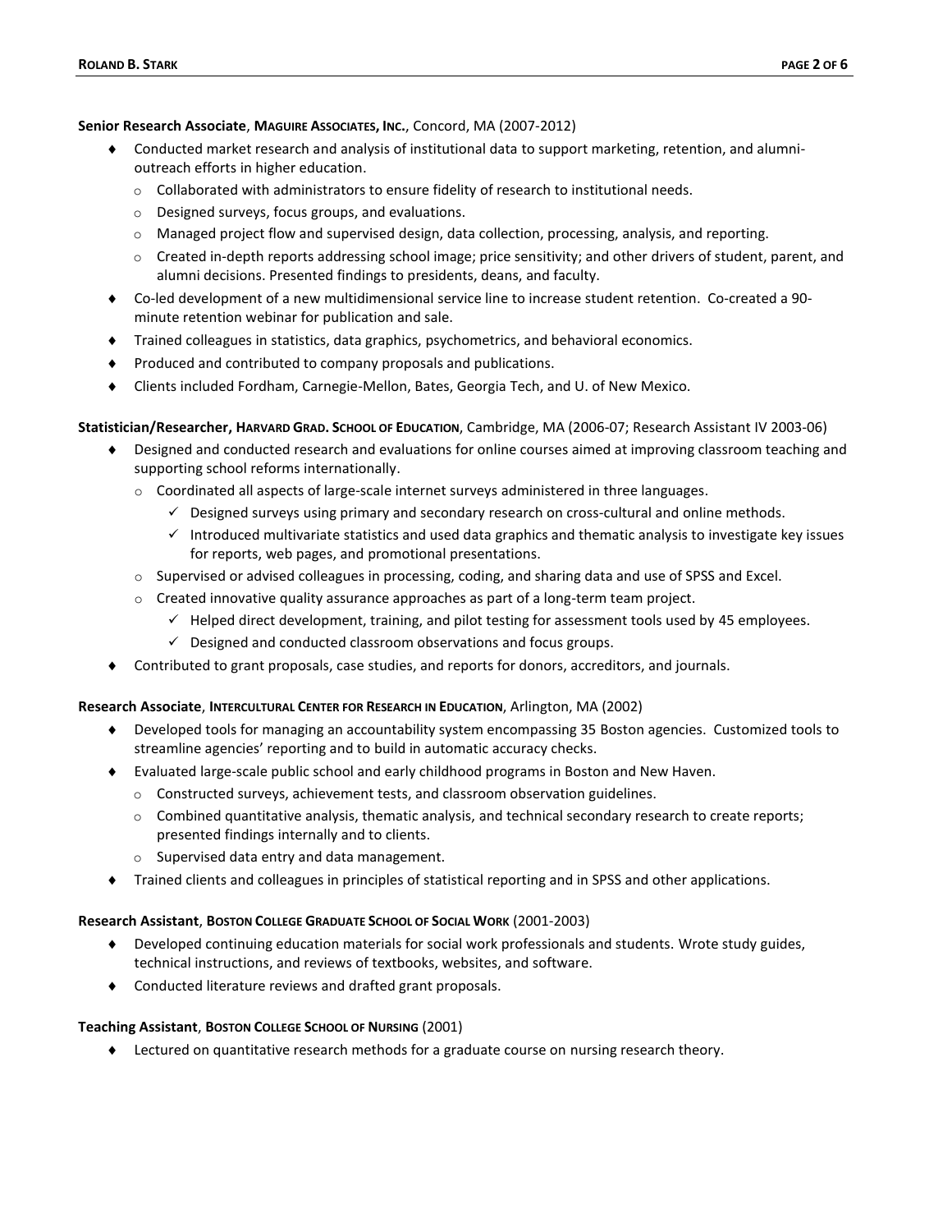**Senior Research Associate**, **MAGUIRE ASSOCIATES, INC.**, Concord, MA (2007-2012)

- Conducted market research and analysis of institutional data to support marketing, retention, and alumni-outreach efforts in higher education.
  - Collaborated with administrators to ensure fidelity of research to institutional needs.
  - Designed surveys, focus groups, and evaluations.
  - Managed project flow and supervised design, data collection, processing, analysis, and reporting.
  - Created in-depth reports addressing school image; price sensitivity; and other drivers of student, parent, and alumni decisions. Presented findings to presidents, deans, and faculty.
- Co-led development of a new multidimensional service line to increase student retention. Co-created a 90-minute retention webinar for publication and sale.
- Trained colleagues in statistics, data graphics, psychometrics, and behavioral economics.
- Produced and contributed to company proposals and publications.
- Clients included Fordham, Carnegie-Mellon, Bates, Georgia Tech, and U. of New Mexico.

**Statistician/Researcher, HARVARD GRAD. SCHOOL OF EDUCATION**, Cambridge, MA (2006-07; Research Assistant IV 2003-06)

- Designed and conducted research and evaluations for online courses aimed at improving classroom teaching and supporting school reforms internationally.
  - Coordinated all aspects of large-scale internet surveys administered in three languages.
    - ✓ Designed surveys using primary and secondary research on cross-cultural and online methods.
    - ✓ Introduced multivariate statistics and used data graphics and thematic analysis to investigate key issues for reports, web pages, and promotional presentations.
  - Supervised or advised colleagues in processing, coding, and sharing data and use of SPSS and Excel.
  - Created innovative quality assurance approaches as part of a long-term team project.
    - ✓ Helped direct development, training, and pilot testing for assessment tools used by 45 employees.
    - ✓ Designed and conducted classroom observations and focus groups.
- Contributed to grant proposals, case studies, and reports for donors, accreditors, and journals.

**Research Associate**, **INTERCULTURAL CENTER FOR RESEARCH IN EDUCATION**, Arlington, MA (2002)

- Developed tools for managing an accountability system encompassing 35 Boston agencies. Customized tools to streamline agencies' reporting and to build in automatic accuracy checks.
- Evaluated large-scale public school and early childhood programs in Boston and New Haven.
  - Constructed surveys, achievement tests, and classroom observation guidelines.
  - Combined quantitative analysis, thematic analysis, and technical secondary research to create reports; presented findings internally and to clients.
  - Supervised data entry and data management.
- Trained clients and colleagues in principles of statistical reporting and in SPSS and other applications.

**Research Assistant**, **BOSTON COLLEGE GRADUATE SCHOOL OF SOCIAL WORK** (2001-2003)

- Developed continuing education materials for social work professionals and students. Wrote study guides, technical instructions, and reviews of textbooks, websites, and software.
- Conducted literature reviews and drafted grant proposals.

**Teaching Assistant**, **BOSTON COLLEGE SCHOOL OF NURSING** (2001)

- Lectured on quantitative research methods for a graduate course on nursing research theory.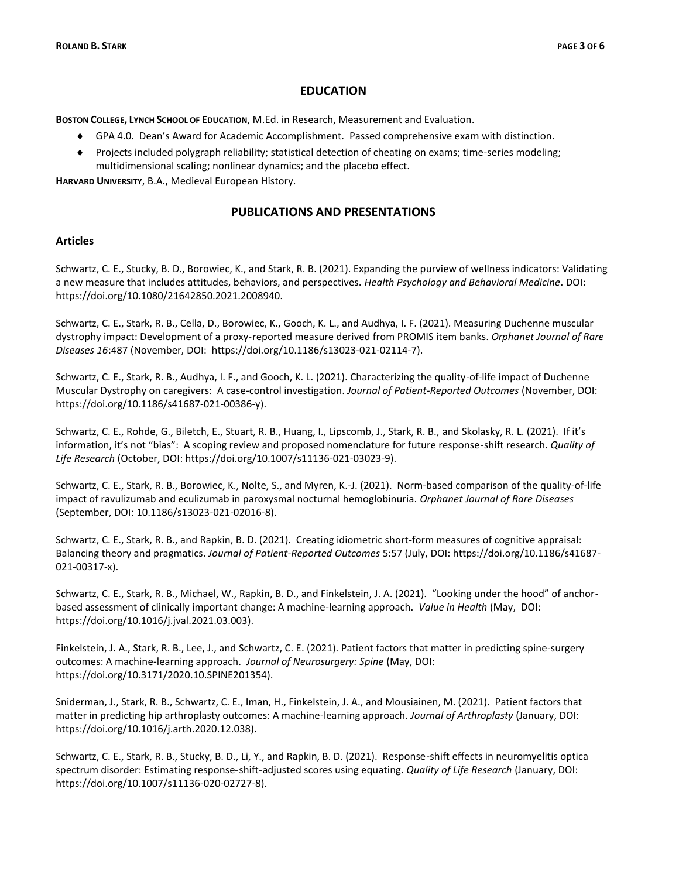## EDUCATION

**Boston College, Lynch School of Education**, M.Ed. in Research, Measurement and Evaluation.

- GPA 4.0. Dean's Award for Academic Accomplishment. Passed comprehensive exam with distinction.
- Projects included polygraph reliability; statistical detection of cheating on exams; time-series modeling; multidimensional scaling; nonlinear dynamics; and the placebo effect.

**Harvard University**, B.A., Medieval European History.

## PUBLICATIONS AND PRESENTATIONS

### Articles

Schwartz, C. E., Stucky, B. D., Borowiec, K., and Stark, R. B. (2021). Expanding the purview of wellness indicators: Validating a new measure that includes attitudes, behaviors, and perspectives. *Health Psychology and Behavioral Medicine*. DOI: https://doi.org/10.1080/21642850.2021.2008940.

Schwartz, C. E., Stark, R. B., Cella, D., Borowiec, K., Gooch, K. L., and Audhya, I. F. (2021). Measuring Duchenne muscular dystrophy impact: Development of a proxy-reported measure derived from PROMIS item banks. *Orphanet Journal of Rare Diseases 16*:487 (November, DOI: https://doi.org/10.1186/s13023-021-02114-7).

Schwartz, C. E., Stark, R. B., Audhya, I. F., and Gooch, K. L. (2021). Characterizing the quality-of-life impact of Duchenne Muscular Dystrophy on caregivers: A case-control investigation. *Journal of Patient-Reported Outcomes* (November, DOI: https://doi.org/10.1186/s41687-021-00386-y).

Schwartz, C. E., Rohde, G., Biletch, E., Stuart, R. B., Huang, I., Lipscomb, J., Stark, R. B., and Skolasky, R. L. (2021). If it's information, it's not "bias": A scoping review and proposed nomenclature for future response-shift research. *Quality of Life Research* (October, DOI: https://doi.org/10.1007/s11136-021-03023-9).

Schwartz, C. E., Stark, R. B., Borowiec, K., Nolte, S., and Myren, K.-J. (2021). Norm-based comparison of the quality-of-life impact of ravulizumab and eculizumab in paroxysmal nocturnal hemoglobinuria. *Orphanet Journal of Rare Diseases* (September, DOI: 10.1186/s13023-021-02016-8).

Schwartz, C. E., Stark, R. B., and Rapkin, B. D. (2021). Creating idiometric short-form measures of cognitive appraisal: Balancing theory and pragmatics. *Journal of Patient-Reported Outcomes* 5:57 (July, DOI: https://doi.org/10.1186/s41687-021-00317-x).

Schwartz, C. E., Stark, R. B., Michael, W., Rapkin, B. D., and Finkelstein, J. A. (2021). "Looking under the hood" of anchor-based assessment of clinically important change: A machine-learning approach. *Value in Health* (May, DOI: https://doi.org/10.1016/j.jval.2021.03.003).

Finkelstein, J. A., Stark, R. B., Lee, J., and Schwartz, C. E. (2021). Patient factors that matter in predicting spine-surgery outcomes: A machine-learning approach. *Journal of Neurosurgery: Spine* (May, DOI: https://doi.org/10.3171/2020.10.SPINE201354).

Sniderman, J., Stark, R. B., Schwartz, C. E., Iman, H., Finkelstein, J. A., and Mousiainen, M. (2021). Patient factors that matter in predicting hip arthroplasty outcomes: A machine-learning approach. *Journal of Arthroplasty* (January, DOI: https://doi.org/10.1016/j.arth.2020.12.038).

Schwartz, C. E., Stark, R. B., Stucky, B. D., Li, Y., and Rapkin, B. D. (2021). Response-shift effects in neuromyelitis optica spectrum disorder: Estimating response-shift-adjusted scores using equating. *Quality of Life Research* (January, DOI: https://doi.org/10.1007/s11136-020-02727-8).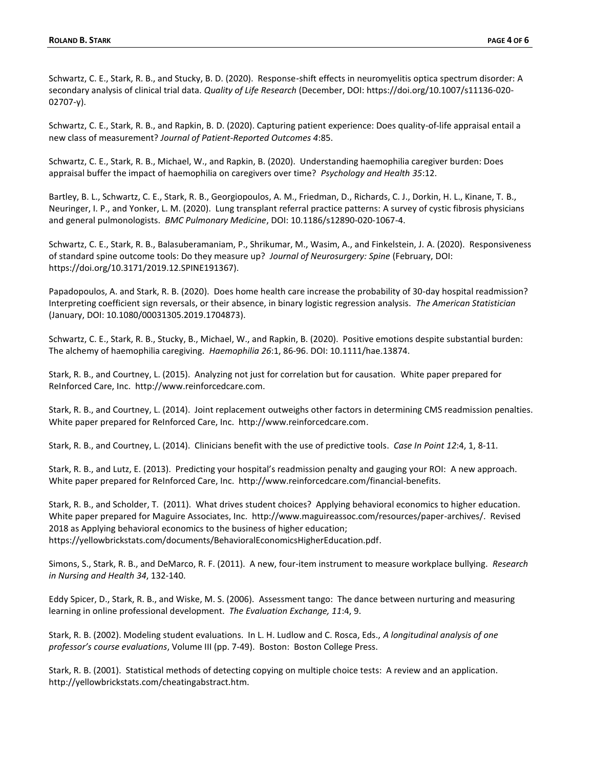Schwartz, C. E., Stark, R. B., and Stucky, B. D. (2020). Response-shift effects in neuromyelitis optica spectrum disorder: A secondary analysis of clinical trial data. *Quality of Life Research* (December, DOI: https://doi.org/10.1007/s11136-020-02707-y).

Schwartz, C. E., Stark, R. B., and Rapkin, B. D. (2020). Capturing patient experience: Does quality-of-life appraisal entail a new class of measurement? *Journal of Patient-Reported Outcomes 4*:85.

Schwartz, C. E., Stark, R. B., Michael, W., and Rapkin, B. (2020). Understanding haemophilia caregiver burden: Does appraisal buffer the impact of haemophilia on caregivers over time? *Psychology and Health 35*:12.

Bartley, B. L., Schwartz, C. E., Stark, R. B., Georgiopoulos, A. M., Friedman, D., Richards, C. J., Dorkin, H. L., Kinane, T. B., Neuringer, I. P., and Yonker, L. M. (2020). Lung transplant referral practice patterns: A survey of cystic fibrosis physicians and general pulmonologists. *BMC Pulmonary Medicine*, DOI: 10.1186/s12890-020-1067-4.

Schwartz, C. E., Stark, R. B., Balasuberamaniam, P., Shrikumar, M., Wasim, A., and Finkelstein, J. A. (2020). Responsiveness of standard spine outcome tools: Do they measure up? *Journal of Neurosurgery: Spine* (February, DOI: https://doi.org/10.3171/2019.12.SPINE191367).

Papadopoulos, A. and Stark, R. B. (2020). Does home health care increase the probability of 30-day hospital readmission? Interpreting coefficient sign reversals, or their absence, in binary logistic regression analysis. *The American Statistician* (January, DOI: 10.1080/00031305.2019.1704873).

Schwartz, C. E., Stark, R. B., Stucky, B., Michael, W., and Rapkin, B. (2020). Positive emotions despite substantial burden: The alchemy of haemophilia caregiving. *Haemophilia 26*:1, 86-96. DOI: 10.1111/hae.13874.

Stark, R. B., and Courtney, L. (2015). Analyzing not just for correlation but for causation. White paper prepared for ReInforced Care, Inc. http://www.reinforcedcare.com.

Stark, R. B., and Courtney, L. (2014). Joint replacement outweighs other factors in determining CMS readmission penalties. White paper prepared for ReInforced Care, Inc. http://www.reinforcedcare.com.

Stark, R. B., and Courtney, L. (2014). Clinicians benefit with the use of predictive tools. *Case In Point 12*:4, 1, 8-11.

Stark, R. B., and Lutz, E. (2013). Predicting your hospital's readmission penalty and gauging your ROI: A new approach. White paper prepared for ReInforced Care, Inc. http://www.reinforcedcare.com/financial-benefits.

Stark, R. B., and Scholder, T. (2011). What drives student choices? Applying behavioral economics to higher education. White paper prepared for Maguire Associates, Inc. http://www.maguireassoc.com/resources/paper-archives/. Revised 2018 as Applying behavioral economics to the business of higher education; https://yellowbrickstats.com/documents/BehavioralEconomicsHigherEducation.pdf.

Simons, S., Stark, R. B., and DeMarco, R. F. (2011). A new, four-item instrument to measure workplace bullying. *Research in Nursing and Health 34*, 132-140.

Eddy Spicer, D., Stark, R. B., and Wiske, M. S. (2006). Assessment tango: The dance between nurturing and measuring learning in online professional development. *The Evaluation Exchange, 11*:4, 9.

Stark, R. B. (2002). Modeling student evaluations. In L. H. Ludlow and C. Rosca, Eds., *A longitudinal analysis of one professor's course evaluations*, Volume III (pp. 7-49). Boston: Boston College Press.

Stark, R. B. (2001). Statistical methods of detecting copying on multiple choice tests: A review and an application. http://yellowbrickstats.com/cheatingabstract.htm.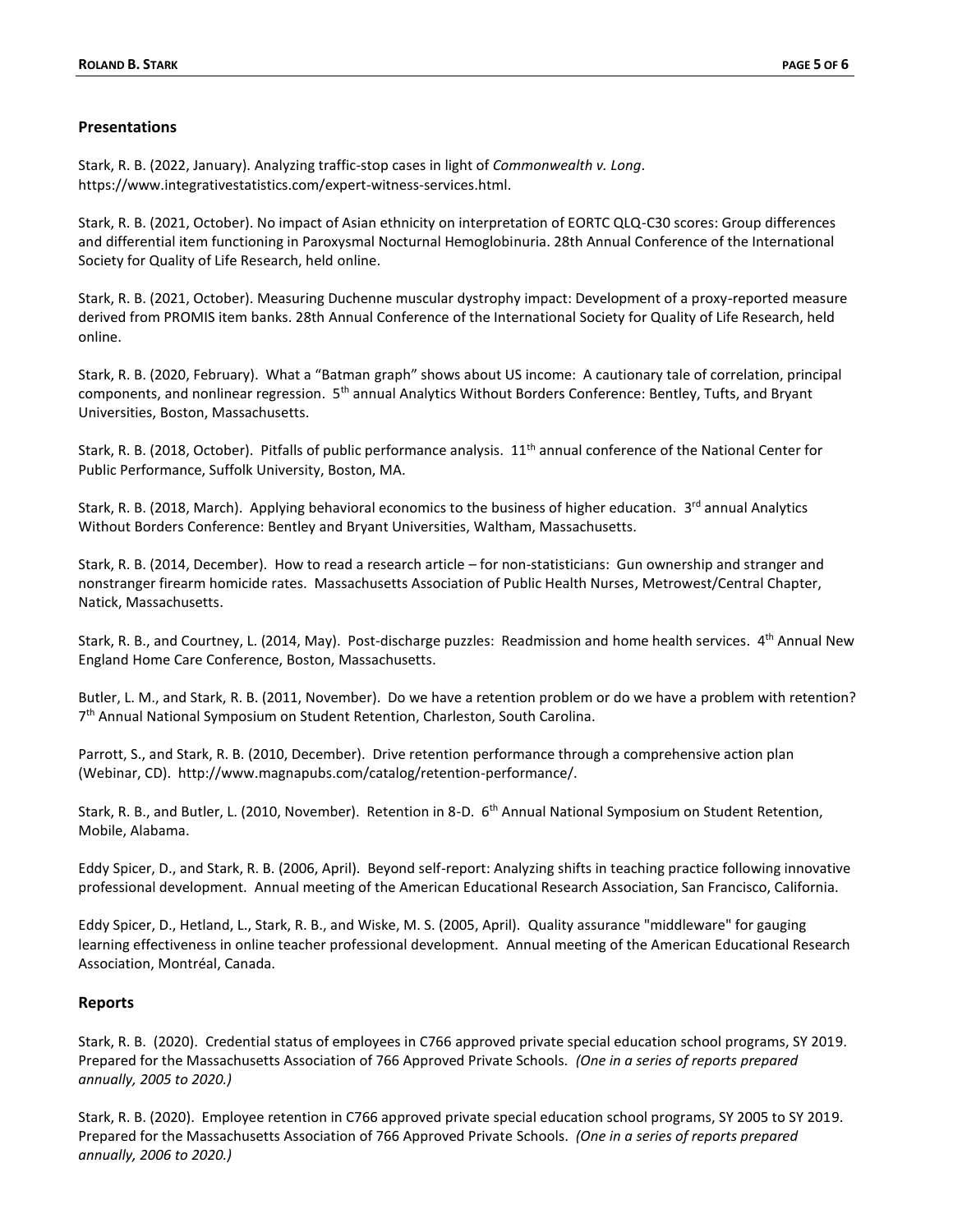## Presentations

Stark, R. B. (2022, January). Analyzing traffic-stop cases in light of *Commonwealth v. Long*. https://www.integrativestatistics.com/expert-witness-services.html.

Stark, R. B. (2021, October). No impact of Asian ethnicity on interpretation of EORTC QLQ-C30 scores: Group differences and differential item functioning in Paroxysmal Nocturnal Hemoglobinuria. 28th Annual Conference of the International Society for Quality of Life Research, held online.

Stark, R. B. (2021, October). Measuring Duchenne muscular dystrophy impact: Development of a proxy-reported measure derived from PROMIS item banks. 28th Annual Conference of the International Society for Quality of Life Research, held online.

Stark, R. B. (2020, February). What a "Batman graph" shows about US income: A cautionary tale of correlation, principal components, and nonlinear regression. 5th annual Analytics Without Borders Conference: Bentley, Tufts, and Bryant Universities, Boston, Massachusetts.

Stark, R. B. (2018, October). Pitfalls of public performance analysis. 11th annual conference of the National Center for Public Performance, Suffolk University, Boston, MA.

Stark, R. B. (2018, March). Applying behavioral economics to the business of higher education. 3rd annual Analytics Without Borders Conference: Bentley and Bryant Universities, Waltham, Massachusetts.

Stark, R. B. (2014, December). How to read a research article – for non-statisticians: Gun ownership and stranger and nonstranger firearm homicide rates. Massachusetts Association of Public Health Nurses, Metrowest/Central Chapter, Natick, Massachusetts.

Stark, R. B., and Courtney, L. (2014, May). Post-discharge puzzles: Readmission and home health services. 4th Annual New England Home Care Conference, Boston, Massachusetts.

Butler, L. M., and Stark, R. B. (2011, November). Do we have a retention problem or do we have a problem with retention? 7th Annual National Symposium on Student Retention, Charleston, South Carolina.

Parrott, S., and Stark, R. B. (2010, December). Drive retention performance through a comprehensive action plan (Webinar, CD). http://www.magnapubs.com/catalog/retention-performance/.

Stark, R. B., and Butler, L. (2010, November). Retention in 8-D. 6th Annual National Symposium on Student Retention, Mobile, Alabama.

Eddy Spicer, D., and Stark, R. B. (2006, April). Beyond self-report: Analyzing shifts in teaching practice following innovative professional development. Annual meeting of the American Educational Research Association, San Francisco, California.

Eddy Spicer, D., Hetland, L., Stark, R. B., and Wiske, M. S. (2005, April). Quality assurance "middleware" for gauging learning effectiveness in online teacher professional development. Annual meeting of the American Educational Research Association, Montréal, Canada.

## Reports

Stark, R. B. (2020). Credential status of employees in C766 approved private special education school programs, SY 2019. Prepared for the Massachusetts Association of 766 Approved Private Schools. *(One in a series of reports prepared annually, 2005 to 2020.)*

Stark, R. B. (2020). Employee retention in C766 approved private special education school programs, SY 2005 to SY 2019. Prepared for the Massachusetts Association of 766 Approved Private Schools. *(One in a series of reports prepared annually, 2006 to 2020.)*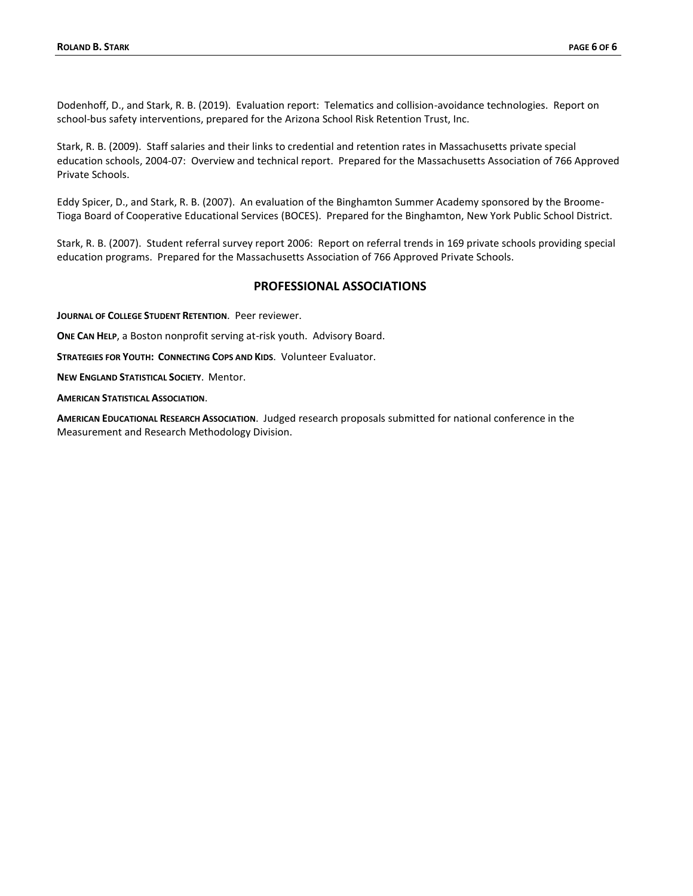Dodenhoff, D., and Stark, R. B. (2019). Evaluation report: Telematics and collision-avoidance technologies. Report on school-bus safety interventions, prepared for the Arizona School Risk Retention Trust, Inc.

Stark, R. B. (2009). Staff salaries and their links to credential and retention rates in Massachusetts private special education schools, 2004-07: Overview and technical report. Prepared for the Massachusetts Association of 766 Approved Private Schools.

Eddy Spicer, D., and Stark, R. B. (2007). An evaluation of the Binghamton Summer Academy sponsored by the Broome-Tioga Board of Cooperative Educational Services (BOCES). Prepared for the Binghamton, New York Public School District.

Stark, R. B. (2007). Student referral survey report 2006: Report on referral trends in 169 private schools providing special education programs. Prepared for the Massachusetts Association of 766 Approved Private Schools.

## PROFESSIONAL ASSOCIATIONS

**JOURNAL OF COLLEGE STUDENT RETENTION**. Peer reviewer.

**ONE CAN HELP**, a Boston nonprofit serving at-risk youth. Advisory Board.

**STRATEGIES FOR YOUTH: CONNECTING COPS AND KIDS**. Volunteer Evaluator.

**NEW ENGLAND STATISTICAL SOCIETY**. Mentor.

**AMERICAN STATISTICAL ASSOCIATION**.

**AMERICAN EDUCATIONAL RESEARCH ASSOCIATION**. Judged research proposals submitted for national conference in the Measurement and Research Methodology Division.